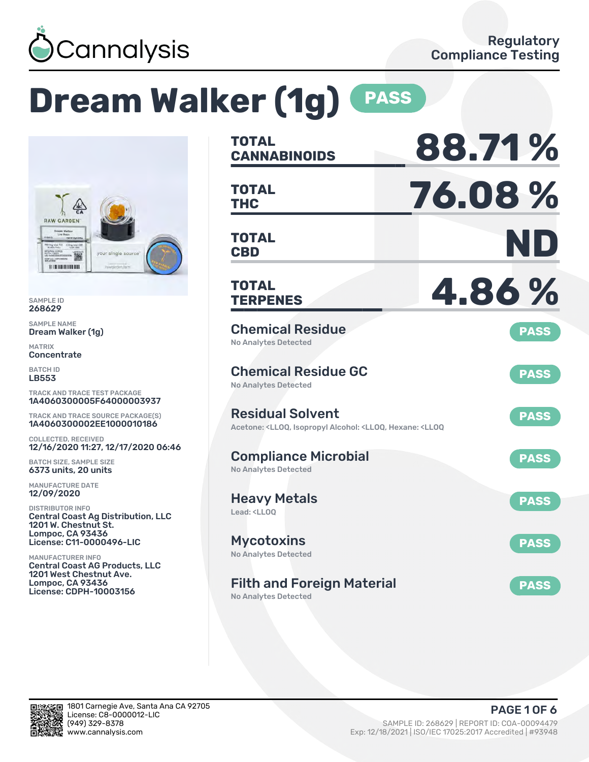Cannalysis

Regulatory Compliance Testing

# Dream Walker (1g) PASS

SAMPLE ID
268629

SAMPLE NAME
Dream Walker (1g)

MATRIX
Concentrate

BATCH ID
LB553

TRACK AND TRACE TEST PACKAGE
1A4060300005F64000003937

TRACK AND TRACE SOURCE PACKAGE(S)
1A4060300002EE1000010186

COLLECTED, RECEIVED
12/16/2020 11:27, 12/17/2020 06:46

BATCH SIZE, SAMPLE SIZE
6373 units, 20 units

MANUFACTURE DATE
12/09/2020

DISTRIBUTOR INFO
Central Coast Ag Distribution, LLC
1201 W. Chestnut St.
Lompoc, CA 93436
License: C11-0000496-LIC

MANUFACTURER INFO
Central Coast AG Products, LLC
1201 West Chestnut Ave.
Lompoc, CA 93436
License: CDPH-10003156

| | |
|---|---|
| **TOTAL CANNABINOIDS** | **88.71 %** |
| **TOTAL THC** | **76.08 %** |
| **TOTAL CBD** | **ND** |
| **TOTAL TERPENES** | **4.86 %** |

## Chemical Residue — PASS
No Analytes Detected

## Chemical Residue GC — PASS
No Analytes Detected

## Residual Solvent — PASS
Acetone: <LLOQ, Isopropyl Alcohol: <LLOQ, Hexane: <LLOQ

## Compliance Microbial — PASS
No Analytes Detected

## Heavy Metals — PASS
Lead: <LLOQ

## Mycotoxins — PASS
No Analytes Detected

## Filth and Foreign Material — PASS
No Analytes Detected

1801 Carnegie Ave, Santa Ana CA 92705
License: C8-0000012-LIC
(949) 329-8378
www.cannalysis.com

SAMPLE ID: 268629 | REPORT ID: COA-00094479
Exp: 12/18/2021 | ISO/IEC 17025:2017 Accredited | #93948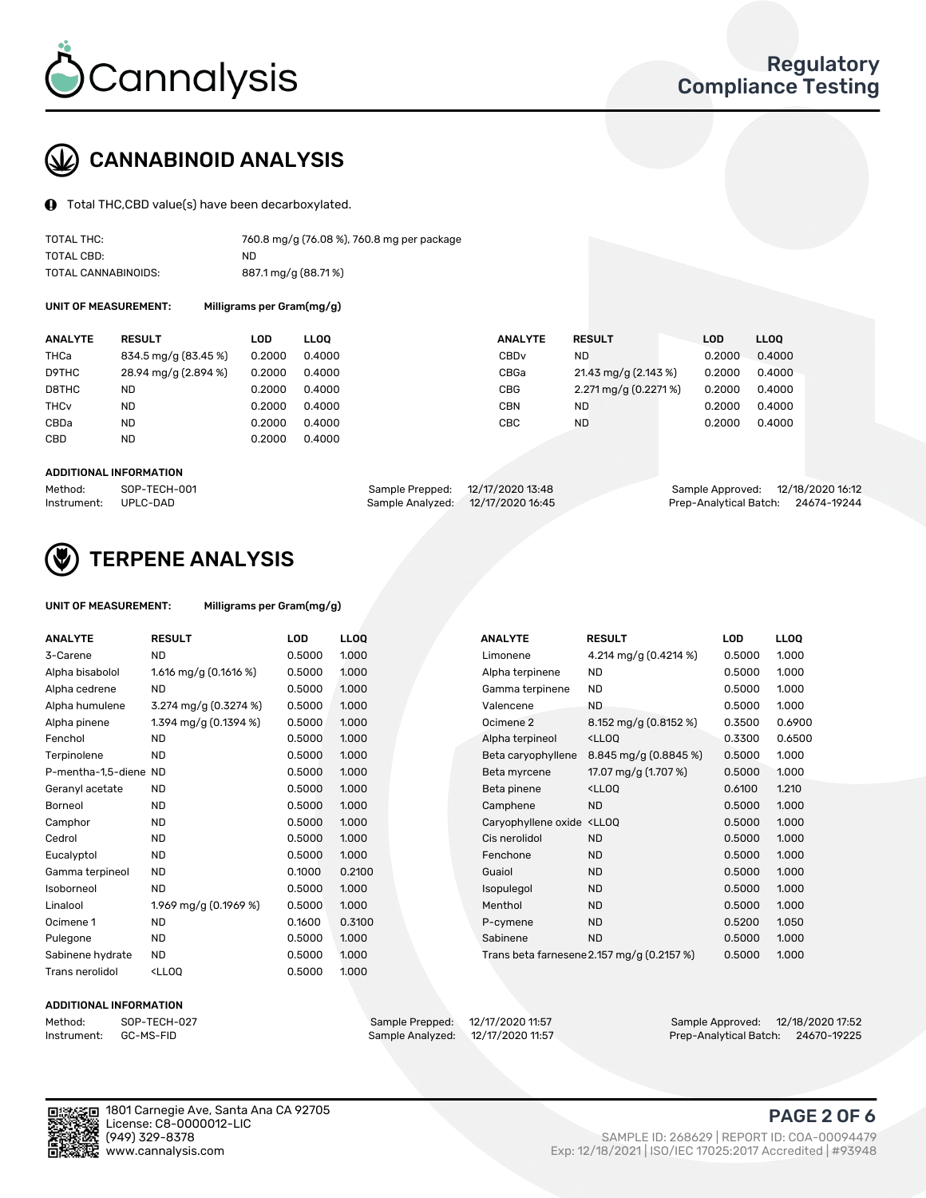# CANNABINOID ANALYSIS

Total THC,CBD value(s) have been decarboxylated.

| | |
|---|---|
| TOTAL THC: | 760.8 mg/g (76.08 %), 760.8 mg per package |
| TOTAL CBD: | ND |
| TOTAL CANNABINOIDS: | 887.1 mg/g (88.71 %) |

**UNIT OF MEASUREMENT:** Milligrams per Gram(mg/g)

| ANALYTE | RESULT | LOD | LLOQ | ANALYTE | RESULT | LOD | LLOQ |
|---|---|---|---|---|---|---|---|
| THCa | 834.5 mg/g (83.45 %) | 0.2000 | 0.4000 | CBDv | ND | 0.2000 | 0.4000 |
| D9THC | 28.94 mg/g (2.894 %) | 0.2000 | 0.4000 | CBGa | 21.43 mg/g (2.143 %) | 0.2000 | 0.4000 |
| D8THC | ND | 0.2000 | 0.4000 | CBG | 2.271 mg/g (0.2271 %) | 0.2000 | 0.4000 |
| THCv | ND | 0.2000 | 0.4000 | CBN | ND | 0.2000 | 0.4000 |
| CBDa | ND | 0.2000 | 0.4000 | CBC | ND | 0.2000 | 0.4000 |
| CBD | ND | 0.2000 | 0.4000 | | | | |

**ADDITIONAL INFORMATION**

| | | | | | |
|---|---|---|---|---|---|
| Method: | SOP-TECH-001 | Sample Prepped: | 12/17/2020 13:48 | Sample Approved: | 12/18/2020 16:12 |
| Instrument: | UPLC-DAD | Sample Analyzed: | 12/17/2020 16:45 | Prep-Analytical Batch: | 24674-19244 |

# TERPENE ANALYSIS

**UNIT OF MEASUREMENT:** Milligrams per Gram(mg/g)

| ANALYTE | RESULT | LOD | LLOQ | ANALYTE | RESULT | LOD | LLOQ |
|---|---|---|---|---|---|---|---|
| 3-Carene | ND | 0.5000 | 1.000 | Limonene | 4.214 mg/g (0.4214 %) | 0.5000 | 1.000 |
| Alpha bisabolol | 1.616 mg/g (0.1616 %) | 0.5000 | 1.000 | Alpha terpinene | ND | 0.5000 | 1.000 |
| Alpha cedrene | ND | 0.5000 | 1.000 | Gamma terpinene | ND | 0.5000 | 1.000 |
| Alpha humulene | 3.274 mg/g (0.3274 %) | 0.5000 | 1.000 | Valencene | ND | 0.5000 | 1.000 |
| Alpha pinene | 1.394 mg/g (0.1394 %) | 0.5000 | 1.000 | Ocimene 2 | 8.152 mg/g (0.8152 %) | 0.3500 | 0.6900 |
| Fenchol | ND | 0.5000 | 1.000 | Alpha terpineol | <LLOQ | 0.3300 | 0.6500 |
| Terpinolene | ND | 0.5000 | 1.000 | Beta caryophyllene | 8.845 mg/g (0.8845 %) | 0.5000 | 1.000 |
| P-mentha-1,5-diene | ND | 0.5000 | 1.000 | Beta myrcene | 17.07 mg/g (1.707 %) | 0.5000 | 1.000 |
| Geranyl acetate | ND | 0.5000 | 1.000 | Beta pinene | <LLOQ | 0.6100 | 1.210 |
| Borneol | ND | 0.5000 | 1.000 | Camphene | ND | 0.5000 | 1.000 |
| Camphor | ND | 0.5000 | 1.000 | Caryophyllene oxide | <LLOQ | 0.5000 | 1.000 |
| Cedrol | ND | 0.5000 | 1.000 | Cis nerolidol | ND | 0.5000 | 1.000 |
| Eucalyptol | ND | 0.5000 | 1.000 | Fenchone | ND | 0.5000 | 1.000 |
| Gamma terpineol | ND | 0.1000 | 0.2100 | Guaiol | ND | 0.5000 | 1.000 |
| Isoborneol | ND | 0.5000 | 1.000 | Isopulegol | ND | 0.5000 | 1.000 |
| Linalool | 1.969 mg/g (0.1969 %) | 0.5000 | 1.000 | Menthol | ND | 0.5000 | 1.000 |
| Ocimene 1 | ND | 0.1600 | 0.3100 | P-cymene | ND | 0.5200 | 1.050 |
| Pulegone | ND | 0.5000 | 1.000 | Sabinene | ND | 0.5000 | 1.000 |
| Sabinene hydrate | ND | 0.5000 | 1.000 | Trans beta farnesene | 2.157 mg/g (0.2157 %) | 0.5000 | 1.000 |
| Trans nerolidol | <LLOQ | 0.5000 | 1.000 | | | | |

**ADDITIONAL INFORMATION**

| | | | | | |
|---|---|---|---|---|---|
| Method: | SOP-TECH-027 | Sample Prepped: | 12/17/2020 11:57 | Sample Approved: | 12/18/2020 17:52 |
| Instrument: | GC-MS-FID | Sample Analyzed: | 12/17/2020 11:57 | Prep-Analytical Batch: | 24670-19225 |

1801 Carnegie Ave, Santa Ana CA 92705
License: C8-0000012-LIC
(949) 329-8378
www.cannalysis.com

SAMPLE ID: 268629 | REPORT ID: COA-00094479
Exp: 12/18/2021 | ISO/IEC 17025:2017 Accredited | #93948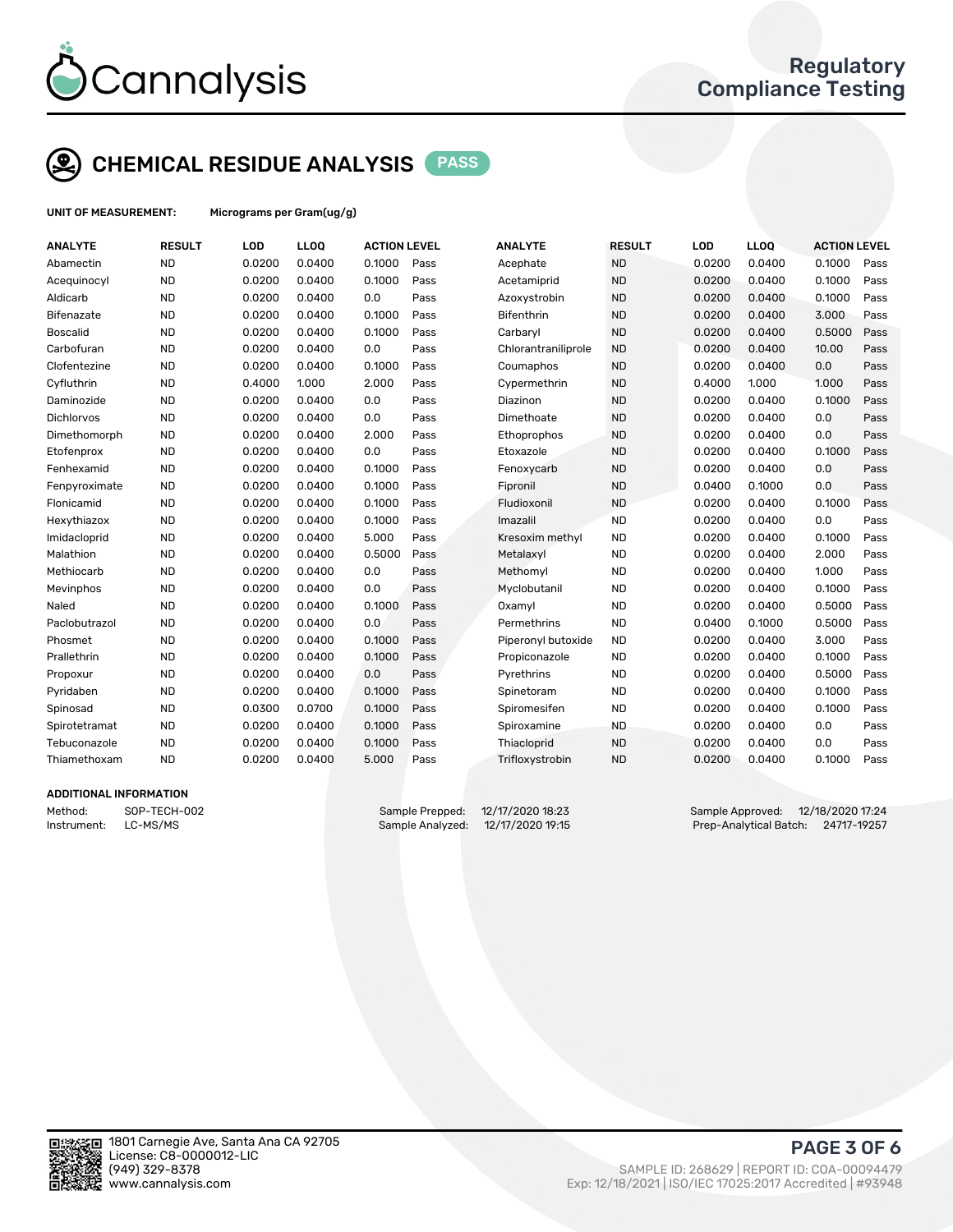## CHEMICAL RESIDUE ANALYSIS PASS

**UNIT OF MEASUREMENT:** Micrograms per Gram(ug/g)

| ANALYTE | RESULT | LOD | LLOQ | ACTION LEVEL | | ANALYTE | RESULT | LOD | LLOQ | ACTION LEVEL | |
|---|---|---|---|---|---|---|---|---|---|---|---|
| Abamectin | ND | 0.0200 | 0.0400 | 0.1000 | Pass | Acephate | ND | 0.0200 | 0.0400 | 0.1000 | Pass |
| Acequinocyl | ND | 0.0200 | 0.0400 | 0.1000 | Pass | Acetamiprid | ND | 0.0200 | 0.0400 | 0.1000 | Pass |
| Aldicarb | ND | 0.0200 | 0.0400 | 0.0 | Pass | Azoxystrobin | ND | 0.0200 | 0.0400 | 0.1000 | Pass |
| Bifenazate | ND | 0.0200 | 0.0400 | 0.1000 | Pass | Bifenthrin | ND | 0.0200 | 0.0400 | 3.000 | Pass |
| Boscalid | ND | 0.0200 | 0.0400 | 0.1000 | Pass | Carbaryl | ND | 0.0200 | 0.0400 | 0.5000 | Pass |
| Carbofuran | ND | 0.0200 | 0.0400 | 0.0 | Pass | Chlorantraniliprole | ND | 0.0200 | 0.0400 | 10.00 | Pass |
| Clofentezine | ND | 0.0200 | 0.0400 | 0.1000 | Pass | Coumaphos | ND | 0.0200 | 0.0400 | 0.0 | Pass |
| Cyfluthrin | ND | 0.4000 | 1.000 | 2.000 | Pass | Cypermethrin | ND | 0.4000 | 1.000 | 1.000 | Pass |
| Daminozide | ND | 0.0200 | 0.0400 | 0.0 | Pass | Diazinon | ND | 0.0200 | 0.0400 | 0.1000 | Pass |
| Dichlorvos | ND | 0.0200 | 0.0400 | 0.0 | Pass | Dimethoate | ND | 0.0200 | 0.0400 | 0.0 | Pass |
| Dimethomorph | ND | 0.0200 | 0.0400 | 2.000 | Pass | Ethoprophos | ND | 0.0200 | 0.0400 | 0.0 | Pass |
| Etofenprox | ND | 0.0200 | 0.0400 | 0.0 | Pass | Etoxazole | ND | 0.0200 | 0.0400 | 0.1000 | Pass |
| Fenhexamid | ND | 0.0200 | 0.0400 | 0.1000 | Pass | Fenoxycarb | ND | 0.0200 | 0.0400 | 0.0 | Pass |
| Fenpyroximate | ND | 0.0200 | 0.0400 | 0.1000 | Pass | Fipronil | ND | 0.0400 | 0.1000 | 0.0 | Pass |
| Flonicamid | ND | 0.0200 | 0.0400 | 0.1000 | Pass | Fludioxonil | ND | 0.0200 | 0.0400 | 0.1000 | Pass |
| Hexythiazox | ND | 0.0200 | 0.0400 | 0.1000 | Pass | Imazalil | ND | 0.0200 | 0.0400 | 0.0 | Pass |
| Imidacloprid | ND | 0.0200 | 0.0400 | 5.000 | Pass | Kresoxim methyl | ND | 0.0200 | 0.0400 | 0.1000 | Pass |
| Malathion | ND | 0.0200 | 0.0400 | 0.5000 | Pass | Metalaxyl | ND | 0.0200 | 0.0400 | 2.000 | Pass |
| Methiocarb | ND | 0.0200 | 0.0400 | 0.0 | Pass | Methomyl | ND | 0.0200 | 0.0400 | 1.000 | Pass |
| Mevinphos | ND | 0.0200 | 0.0400 | 0.0 | Pass | Myclobutanil | ND | 0.0200 | 0.0400 | 0.1000 | Pass |
| Naled | ND | 0.0200 | 0.0400 | 0.1000 | Pass | Oxamyl | ND | 0.0200 | 0.0400 | 0.5000 | Pass |
| Paclobutrazol | ND | 0.0200 | 0.0400 | 0.0 | Pass | Permethrins | ND | 0.0400 | 0.1000 | 0.5000 | Pass |
| Phosmet | ND | 0.0200 | 0.0400 | 0.1000 | Pass | Piperonyl butoxide | ND | 0.0200 | 0.0400 | 3.000 | Pass |
| Prallethrin | ND | 0.0200 | 0.0400 | 0.1000 | Pass | Propiconazole | ND | 0.0200 | 0.0400 | 0.1000 | Pass |
| Propoxur | ND | 0.0200 | 0.0400 | 0.0 | Pass | Pyrethrins | ND | 0.0200 | 0.0400 | 0.5000 | Pass |
| Pyridaben | ND | 0.0200 | 0.0400 | 0.1000 | Pass | Spinetoram | ND | 0.0200 | 0.0400 | 0.1000 | Pass |
| Spinosad | ND | 0.0300 | 0.0700 | 0.1000 | Pass | Spiromesifen | ND | 0.0200 | 0.0400 | 0.1000 | Pass |
| Spirotetramat | ND | 0.0200 | 0.0400 | 0.1000 | Pass | Spiroxamine | ND | 0.0200 | 0.0400 | 0.0 | Pass |
| Tebuconazole | ND | 0.0200 | 0.0400 | 0.1000 | Pass | Thiacloprid | ND | 0.0200 | 0.0400 | 0.0 | Pass |
| Thiamethoxam | ND | 0.0200 | 0.0400 | 5.000 | Pass | Trifloxystrobin | ND | 0.0200 | 0.0400 | 0.1000 | Pass |

### ADDITIONAL INFORMATION

Method: SOP-TECH-002
Instrument: LC-MS/MS

Sample Prepped: 12/17/2020 18:23
Sample Analyzed: 12/17/2020 19:15

Sample Approved: 12/18/2020 17:24
Prep-Analytical Batch: 24717-19257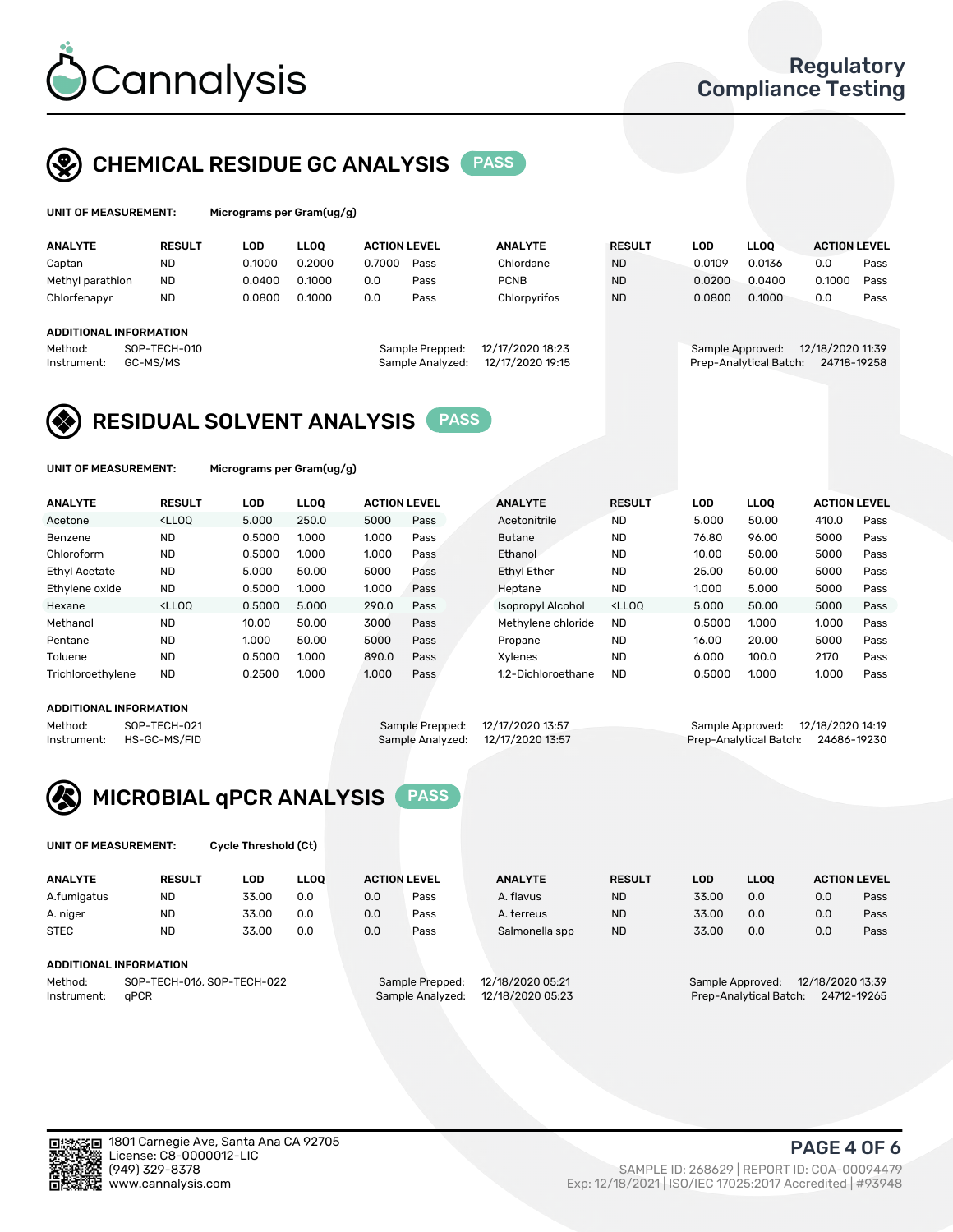# Regulatory Compliance Testing

## CHEMICAL RESIDUE GC ANALYSIS PASS

**UNIT OF MEASUREMENT:** Micrograms per Gram(ug/g)

| ANALYTE | RESULT | LOD | LLOQ | ACTION LEVEL | | ANALYTE | RESULT | LOD | LLOQ | ACTION LEVEL | |
|---|---|---|---|---|---|---|---|---|---|---|---|
| Captan | ND | 0.1000 | 0.2000 | 0.7000 | Pass | Chlordane | ND | 0.0109 | 0.0136 | 0.0 | Pass |
| Methyl parathion | ND | 0.0400 | 0.1000 | 0.0 | Pass | PCNB | ND | 0.0200 | 0.0400 | 0.1000 | Pass |
| Chlorfenapyr | ND | 0.0800 | 0.1000 | 0.0 | Pass | Chlorpyrifos | ND | 0.0800 | 0.1000 | 0.0 | Pass |

**ADDITIONAL INFORMATION**

Method: SOP-TECH-010
Instrument: GC-MS/MS
Sample Prepped: 12/17/2020 18:23
Sample Analyzed: 12/17/2020 19:15
Sample Approved: 12/18/2020 11:39
Prep-Analytical Batch: 24718-19258

## RESIDUAL SOLVENT ANALYSIS PASS

**UNIT OF MEASUREMENT:** Micrograms per Gram(ug/g)

| ANALYTE | RESULT | LOD | LLOQ | ACTION LEVEL | | ANALYTE | RESULT | LOD | LLOQ | ACTION LEVEL | |
|---|---|---|---|---|---|---|---|---|---|---|---|
| Acetone | <LLOQ | 5.000 | 250.0 | 5000 | Pass | Acetonitrile | ND | 5.000 | 50.00 | 410.0 | Pass |
| Benzene | ND | 0.5000 | 1.000 | 1.000 | Pass | Butane | ND | 76.80 | 96.00 | 5000 | Pass |
| Chloroform | ND | 0.5000 | 1.000 | 1.000 | Pass | Ethanol | ND | 10.00 | 50.00 | 5000 | Pass |
| Ethyl Acetate | ND | 5.000 | 50.00 | 5000 | Pass | Ethyl Ether | ND | 25.00 | 50.00 | 5000 | Pass |
| Ethylene oxide | ND | 0.5000 | 1.000 | 1.000 | Pass | Heptane | ND | 1.000 | 5.000 | 5000 | Pass |
| Hexane | <LLOQ | 0.5000 | 5.000 | 290.0 | Pass | Isopropyl Alcohol | <LLOQ | 5.000 | 50.00 | 5000 | Pass |
| Methanol | ND | 10.00 | 50.00 | 3000 | Pass | Methylene chloride | ND | 0.5000 | 1.000 | 1.000 | Pass |
| Pentane | ND | 1.000 | 50.00 | 5000 | Pass | Propane | ND | 16.00 | 20.00 | 5000 | Pass |
| Toluene | ND | 0.5000 | 1.000 | 890.0 | Pass | Xylenes | ND | 6.000 | 100.0 | 2170 | Pass |
| Trichloroethylene | ND | 0.2500 | 1.000 | 1.000 | Pass | 1,2-Dichloroethane | ND | 0.5000 | 1.000 | 1.000 | Pass |

**ADDITIONAL INFORMATION**

Method: SOP-TECH-021
Instrument: HS-GC-MS/FID
Sample Prepped: 12/17/2020 13:57
Sample Analyzed: 12/17/2020 13:57
Sample Approved: 12/18/2020 14:19
Prep-Analytical Batch: 24686-19230

## MICROBIAL qPCR ANALYSIS PASS

**UNIT OF MEASUREMENT:** Cycle Threshold (Ct)

| ANALYTE | RESULT | LOD | LLOQ | ACTION LEVEL | | ANALYTE | RESULT | LOD | LLOQ | ACTION LEVEL | |
|---|---|---|---|---|---|---|---|---|---|---|---|
| A.fumigatus | ND | 33.00 | 0.0 | 0.0 | Pass | A. flavus | ND | 33.00 | 0.0 | 0.0 | Pass |
| A. niger | ND | 33.00 | 0.0 | 0.0 | Pass | A. terreus | ND | 33.00 | 0.0 | 0.0 | Pass |
| STEC | ND | 33.00 | 0.0 | 0.0 | Pass | Salmonella spp | ND | 33.00 | 0.0 | 0.0 | Pass |

**ADDITIONAL INFORMATION**

Method: SOP-TECH-016, SOP-TECH-022
Instrument: qPCR
Sample Prepped: 12/18/2020 05:21
Sample Analyzed: 12/18/2020 05:23
Sample Approved: 12/18/2020 13:39
Prep-Analytical Batch: 24712-19265

1801 Carnegie Ave, Santa Ana CA 92705
License: C8-0000012-LIC
(949) 329-8378
www.cannalysis.com

SAMPLE ID: 268629 | REPORT ID: COA-00094479
Exp: 12/18/2021 | ISO/IEC 17025:2017 Accredited | #93948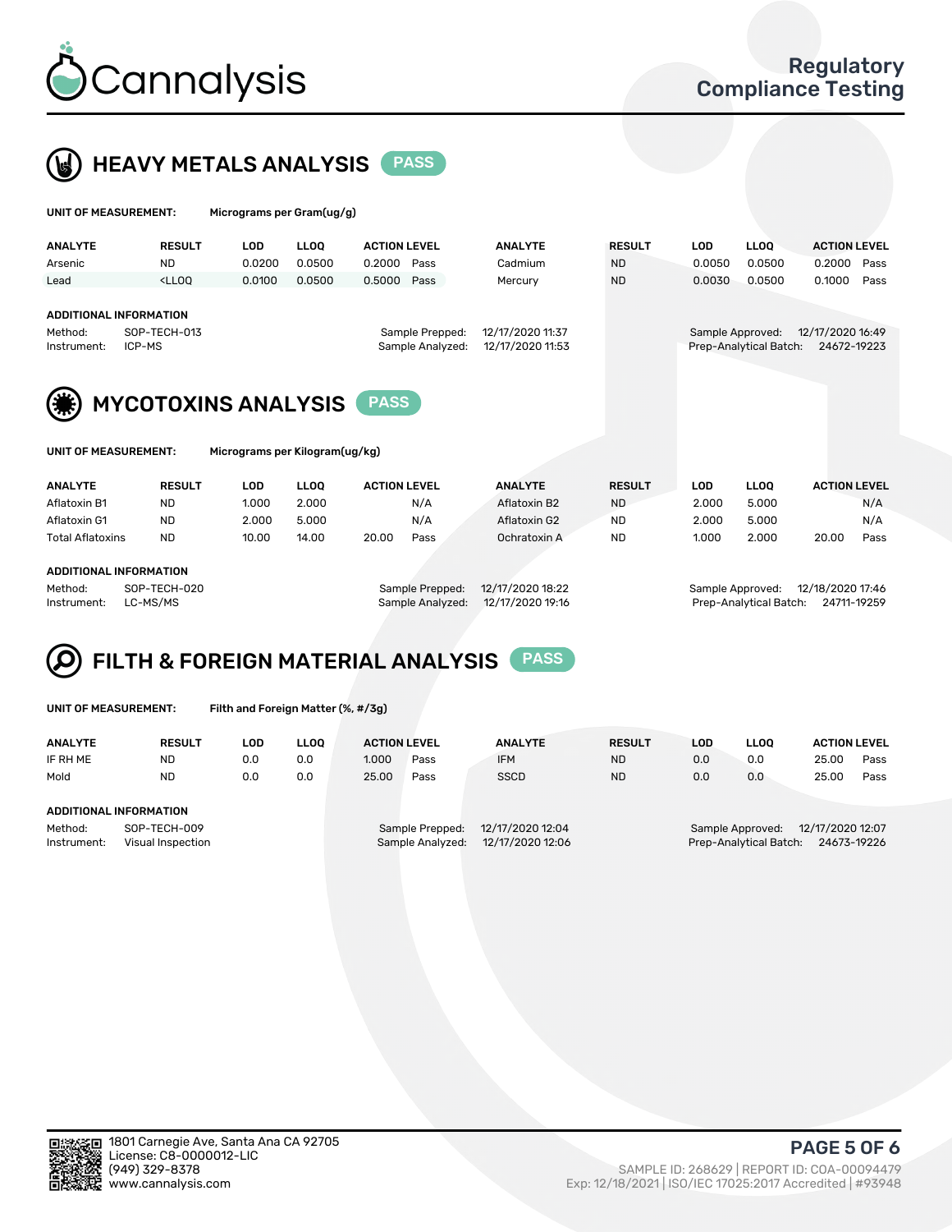# Cannalysis

## Regulatory Compliance Testing

## HEAVY METALS ANALYSIS PASS

**UNIT OF MEASUREMENT:** Micrograms per Gram(ug/g)

| ANALYTE | RESULT | LOD | LLOQ | ACTION LEVEL | | ANALYTE | RESULT | LOD | LLOQ | ACTION LEVEL | |
|---|---|---|---|---|---|---|---|---|---|---|---|
| Arsenic | ND | 0.0200 | 0.0500 | 0.2000 | Pass | Cadmium | ND | 0.0050 | 0.0500 | 0.2000 | Pass |
| Lead | <LLOQ | 0.0100 | 0.0500 | 0.5000 | Pass | Mercury | ND | 0.0030 | 0.0500 | 0.1000 | Pass |

**ADDITIONAL INFORMATION**

| | | | | | |
|---|---|---|---|---|---|
| Method: | SOP-TECH-013 | Sample Prepped: | 12/17/2020 11:37 | Sample Approved: | 12/17/2020 16:49 |
| Instrument: | ICP-MS | Sample Analyzed: | 12/17/2020 11:53 | Prep-Analytical Batch: | 24672-19223 |

## MYCOTOXINS ANALYSIS PASS

**UNIT OF MEASUREMENT:** Micrograms per Kilogram(ug/kg)

| ANALYTE | RESULT | LOD | LLOQ | ACTION LEVEL | | ANALYTE | RESULT | LOD | LLOQ | ACTION LEVEL | |
|---|---|---|---|---|---|---|---|---|---|---|---|
| Aflatoxin B1 | ND | 1.000 | 2.000 | | N/A | Aflatoxin B2 | ND | 2.000 | 5.000 | | N/A |
| Aflatoxin G1 | ND | 2.000 | 5.000 | | N/A | Aflatoxin G2 | ND | 2.000 | 5.000 | | N/A |
| Total Aflatoxins | ND | 10.00 | 14.00 | 20.00 | Pass | Ochratoxin A | ND | 1.000 | 2.000 | 20.00 | Pass |

**ADDITIONAL INFORMATION**

| | | | | | |
|---|---|---|---|---|---|
| Method: | SOP-TECH-020 | Sample Prepped: | 12/17/2020 18:22 | Sample Approved: | 12/18/2020 17:46 |
| Instrument: | LC-MS/MS | Sample Analyzed: | 12/17/2020 19:16 | Prep-Analytical Batch: | 24711-19259 |

## FILTH & FOREIGN MATERIAL ANALYSIS PASS

**UNIT OF MEASUREMENT:** Filth and Foreign Matter (%, #/3g)

| ANALYTE | RESULT | LOD | LLOQ | ACTION LEVEL | | ANALYTE | RESULT | LOD | LLOQ | ACTION LEVEL | |
|---|---|---|---|---|---|---|---|---|---|---|---|
| IF RH ME | ND | 0.0 | 0.0 | 1.000 | Pass | IFM | ND | 0.0 | 0.0 | 25.00 | Pass |
| Mold | ND | 0.0 | 0.0 | 25.00 | Pass | SSCD | ND | 0.0 | 0.0 | 25.00 | Pass |

**ADDITIONAL INFORMATION**

| | | | | | |
|---|---|---|---|---|---|
| Method: | SOP-TECH-009 | Sample Prepped: | 12/17/2020 12:04 | Sample Approved: | 12/17/2020 12:07 |
| Instrument: | Visual Inspection | Sample Analyzed: | 12/17/2020 12:06 | Prep-Analytical Batch: | 24673-19226 |

1801 Carnegie Ave, Santa Ana CA 92705
License: C8-0000012-LIC
(949) 329-8378
www.cannalysis.com

SAMPLE ID: 268629 | REPORT ID: COA-00094479
Exp: 12/18/2021 | ISO/IEC 17025:2017 Accredited | #93948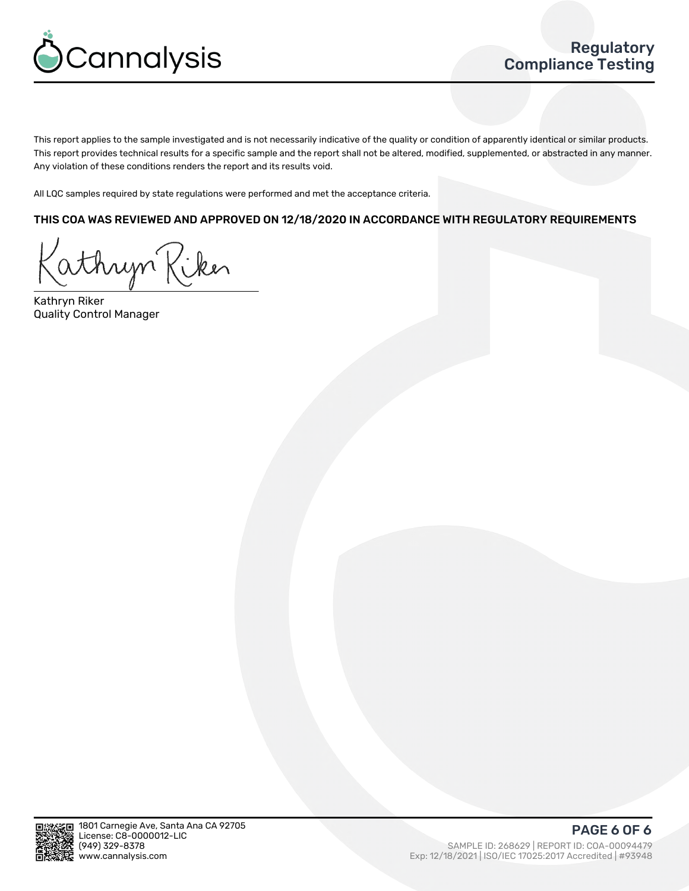This report applies to the sample investigated and is not necessarily indicative of the quality or condition of apparently identical or similar products. This report provides technical results for a specific sample and the report shall not be altered, modified, supplemented, or abstracted in any manner. Any violation of these conditions renders the report and its results void.

All LQC samples required by state regulations were performed and met the acceptance criteria.

**THIS COA WAS REVIEWED AND APPROVED ON 12/18/2020 IN ACCORDANCE WITH REGULATORY REQUIREMENTS**

Kathryn Riker
Quality Control Manager

1801 Carnegie Ave, Santa Ana CA 92705
License: C8-0000012-LIC
(949) 329-8378
www.cannalysis.com

SAMPLE ID: 268629 | REPORT ID: COA-00094479
Exp: 12/18/2021 | ISO/IEC 17025:2017 Accredited | #93948